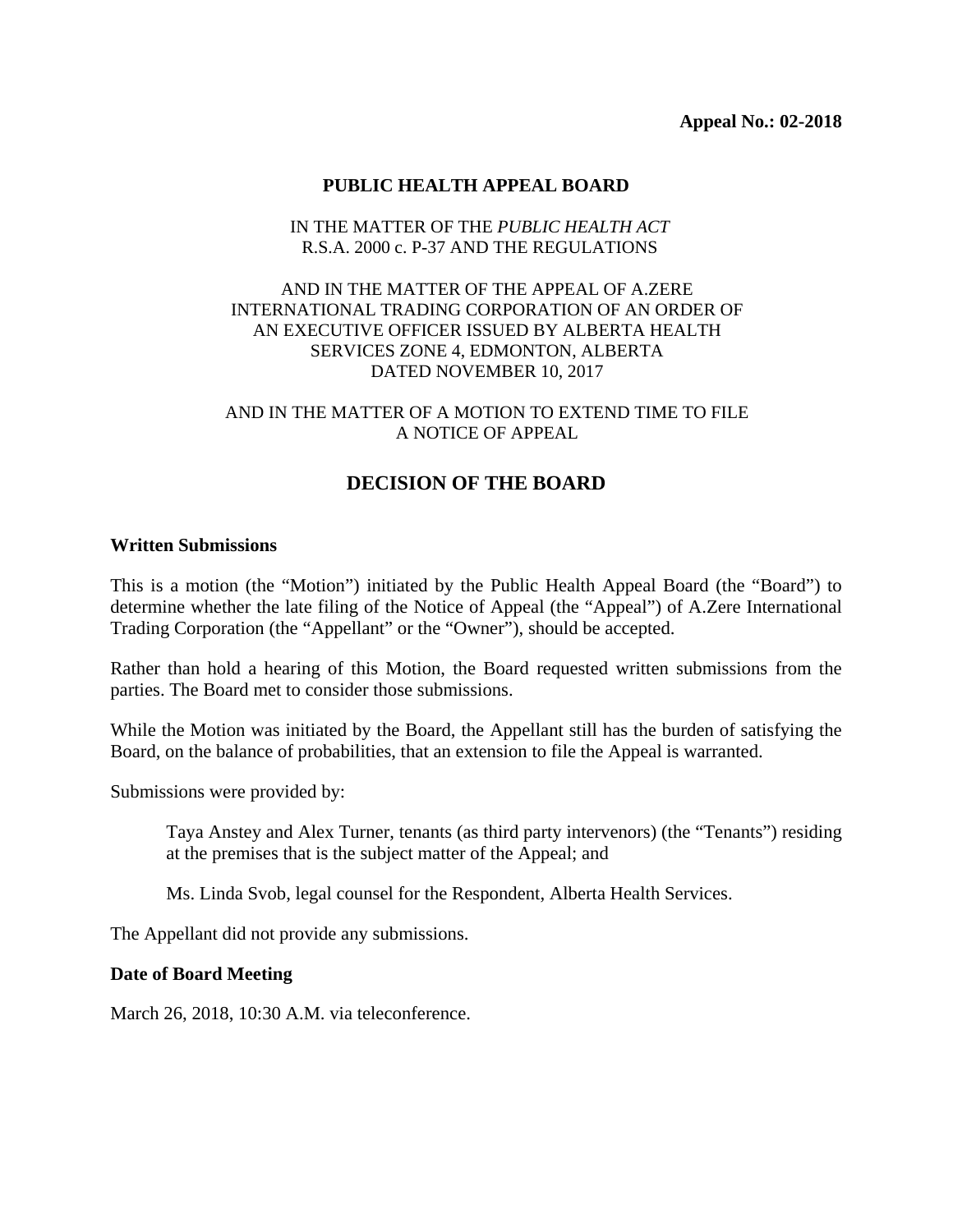**Appeal No.: 02-2018**

**PUBLIC HEALTH APPEAL BOARD**

IN THE MATTER OF THE *PUBLIC HEALTH ACT*
R.S.A. 2000 c. P-37 AND THE REGULATIONS

AND IN THE MATTER OF THE APPEAL OF A.ZERE INTERNATIONAL TRADING CORPORATION OF AN ORDER OF AN EXECUTIVE OFFICER ISSUED BY ALBERTA HEALTH SERVICES ZONE 4, EDMONTON, ALBERTA DATED NOVEMBER 10, 2017

AND IN THE MATTER OF A MOTION TO EXTEND TIME TO FILE A NOTICE OF APPEAL

## DECISION OF THE BOARD

**Written Submissions**

This is a motion (the "Motion") initiated by the Public Health Appeal Board (the "Board") to determine whether the late filing of the Notice of Appeal (the "Appeal") of A.Zere International Trading Corporation (the "Appellant" or the "Owner"), should be accepted.

Rather than hold a hearing of this Motion, the Board requested written submissions from the parties. The Board met to consider those submissions.

While the Motion was initiated by the Board, the Appellant still has the burden of satisfying the Board, on the balance of probabilities, that an extension to file the Appeal is warranted.

Submissions were provided by:

> Taya Anstey and Alex Turner, tenants (as third party intervenors) (the "Tenants") residing at the premises that is the subject matter of the Appeal; and
>
> Ms. Linda Svob, legal counsel for the Respondent, Alberta Health Services.

The Appellant did not provide any submissions.

**Date of Board Meeting**

March 26, 2018, 10:30 A.M. via teleconference.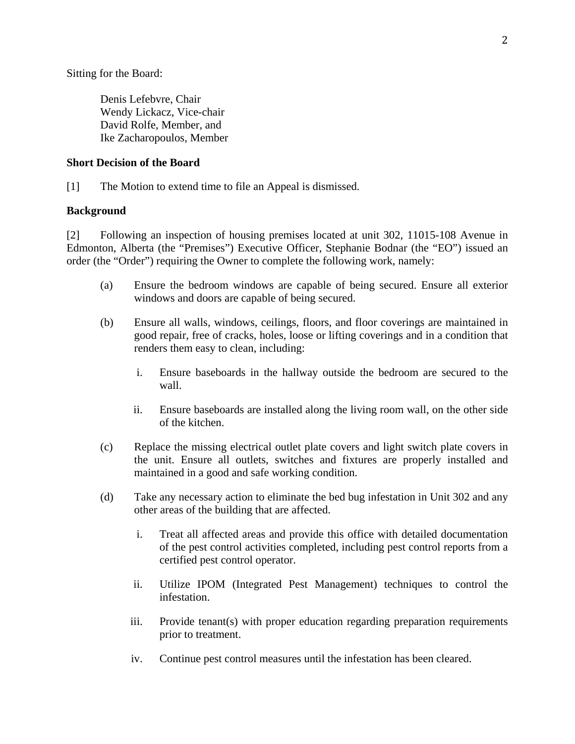Sitting for the Board:

> Denis Lefebvre, Chair
> Wendy Lickacz, Vice-chair
> David Rolfe, Member, and
> Ike Zacharopoulos, Member

**Short Decision of the Board**

[1] The Motion to extend time to file an Appeal is dismissed.

**Background**

[2] Following an inspection of housing premises located at unit 302, 11015-108 Avenue in Edmonton, Alberta (the "Premises") Executive Officer, Stephanie Bodnar (the "EO") issued an order (the "Order") requiring the Owner to complete the following work, namely:

(a) Ensure the bedroom windows are capable of being secured. Ensure all exterior windows and doors are capable of being secured.

(b) Ensure all walls, windows, ceilings, floors, and floor coverings are maintained in good repair, free of cracks, holes, loose or lifting coverings and in a condition that renders them easy to clean, including:

   i. Ensure baseboards in the hallway outside the bedroom are secured to the wall.

   ii. Ensure baseboards are installed along the living room wall, on the other side of the kitchen.

(c) Replace the missing electrical outlet plate covers and light switch plate covers in the unit. Ensure all outlets, switches and fixtures are properly installed and maintained in a good and safe working condition.

(d) Take any necessary action to eliminate the bed bug infestation in Unit 302 and any other areas of the building that are affected.

   i. Treat all affected areas and provide this office with detailed documentation of the pest control activities completed, including pest control reports from a certified pest control operator.

   ii. Utilize IPOM (Integrated Pest Management) techniques to control the infestation.

   iii. Provide tenant(s) with proper education regarding preparation requirements prior to treatment.

   iv. Continue pest control measures until the infestation has been cleared.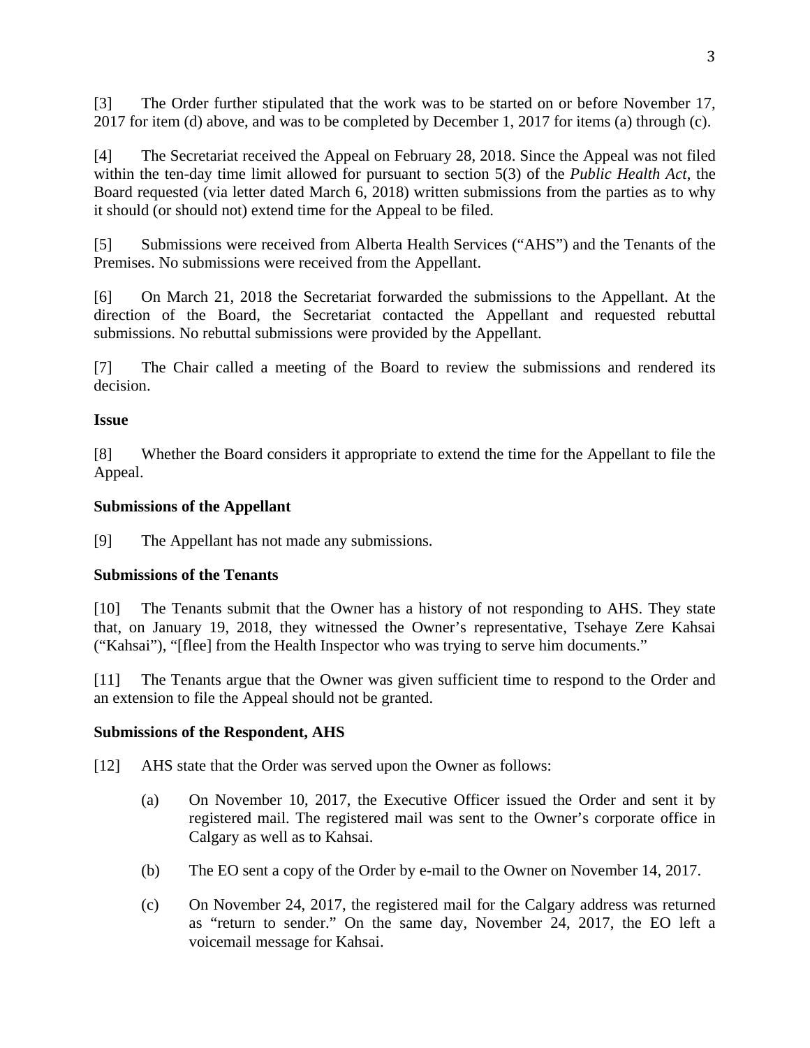[3] The Order further stipulated that the work was to be started on or before November 17, 2017 for item (d) above, and was to be completed by December 1, 2017 for items (a) through (c).

[4] The Secretariat received the Appeal on February 28, 2018. Since the Appeal was not filed within the ten-day time limit allowed for pursuant to section 5(3) of the *Public Health Act*, the Board requested (via letter dated March 6, 2018) written submissions from the parties as to why it should (or should not) extend time for the Appeal to be filed.

[5] Submissions were received from Alberta Health Services ("AHS") and the Tenants of the Premises. No submissions were received from the Appellant.

[6] On March 21, 2018 the Secretariat forwarded the submissions to the Appellant. At the direction of the Board, the Secretariat contacted the Appellant and requested rebuttal submissions. No rebuttal submissions were provided by the Appellant.

[7] The Chair called a meeting of the Board to review the submissions and rendered its decision.

**Issue**

[8] Whether the Board considers it appropriate to extend the time for the Appellant to file the Appeal.

**Submissions of the Appellant**

[9] The Appellant has not made any submissions.

**Submissions of the Tenants**

[10] The Tenants submit that the Owner has a history of not responding to AHS. They state that, on January 19, 2018, they witnessed the Owner's representative, Tsehaye Zere Kahsai ("Kahsai"), "[flee] from the Health Inspector who was trying to serve him documents."

[11] The Tenants argue that the Owner was given sufficient time to respond to the Order and an extension to file the Appeal should not be granted.

**Submissions of the Respondent, AHS**

[12] AHS state that the Order was served upon the Owner as follows:

(a) On November 10, 2017, the Executive Officer issued the Order and sent it by registered mail. The registered mail was sent to the Owner's corporate office in Calgary as well as to Kahsai.

(b) The EO sent a copy of the Order by e-mail to the Owner on November 14, 2017.

(c) On November 24, 2017, the registered mail for the Calgary address was returned as "return to sender." On the same day, November 24, 2017, the EO left a voicemail message for Kahsai.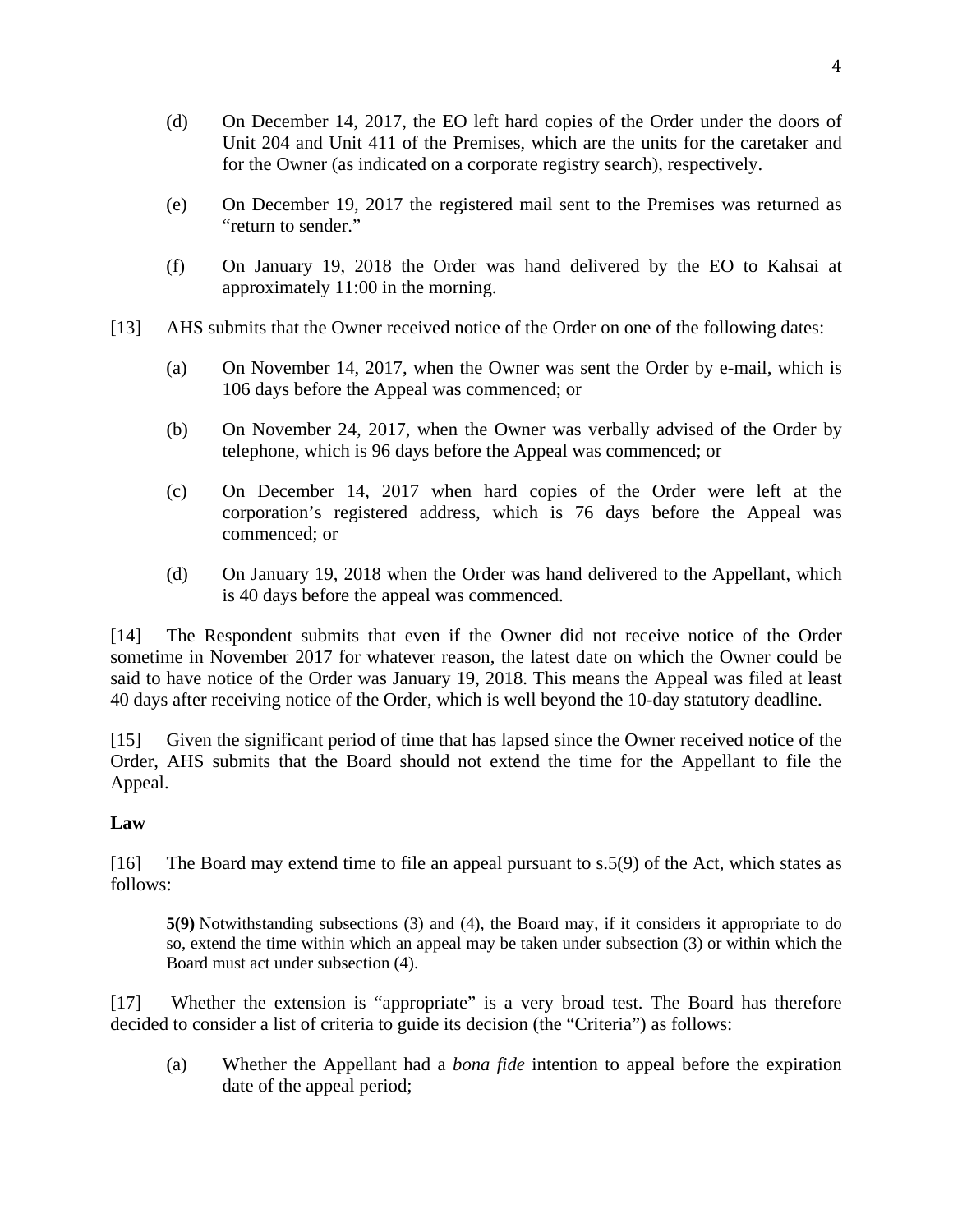(d) On December 14, 2017, the EO left hard copies of the Order under the doors of Unit 204 and Unit 411 of the Premises, which are the units for the caretaker and for the Owner (as indicated on a corporate registry search), respectively.

(e) On December 19, 2017 the registered mail sent to the Premises was returned as "return to sender."

(f) On January 19, 2018 the Order was hand delivered by the EO to Kahsai at approximately 11:00 in the morning.

[13] AHS submits that the Owner received notice of the Order on one of the following dates:

(a) On November 14, 2017, when the Owner was sent the Order by e-mail, which is 106 days before the Appeal was commenced; or

(b) On November 24, 2017, when the Owner was verbally advised of the Order by telephone, which is 96 days before the Appeal was commenced; or

(c) On December 14, 2017 when hard copies of the Order were left at the corporation's registered address, which is 76 days before the Appeal was commenced; or

(d) On January 19, 2018 when the Order was hand delivered to the Appellant, which is 40 days before the appeal was commenced.

[14] The Respondent submits that even if the Owner did not receive notice of the Order sometime in November 2017 for whatever reason, the latest date on which the Owner could be said to have notice of the Order was January 19, 2018. This means the Appeal was filed at least 40 days after receiving notice of the Order, which is well beyond the 10-day statutory deadline.

[15] Given the significant period of time that has lapsed since the Owner received notice of the Order, AHS submits that the Board should not extend the time for the Appellant to file the Appeal.

**Law**

[16] The Board may extend time to file an appeal pursuant to s.5(9) of the Act, which states as follows:

> **5(9)** Notwithstanding subsections (3) and (4), the Board may, if it considers it appropriate to do so, extend the time within which an appeal may be taken under subsection (3) or within which the Board must act under subsection (4).

[17] Whether the extension is "appropriate" is a very broad test. The Board has therefore decided to consider a list of criteria to guide its decision (the "Criteria") as follows:

(a) Whether the Appellant had a *bona fide* intention to appeal before the expiration date of the appeal period;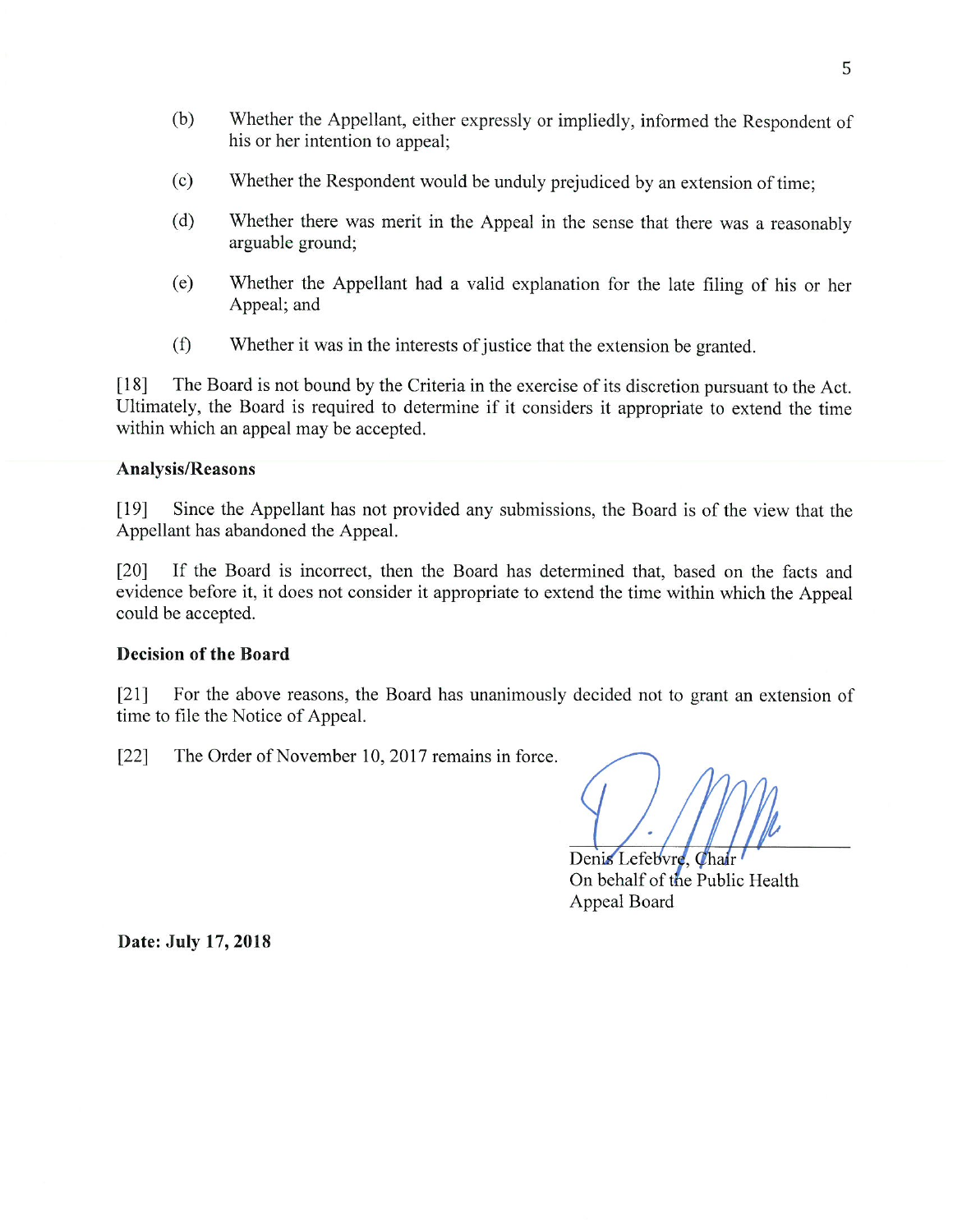(b) Whether the Appellant, either expressly or impliedly, informed the Respondent of his or her intention to appeal;

(c) Whether the Respondent would be unduly prejudiced by an extension of time;

(d) Whether there was merit in the Appeal in the sense that there was a reasonably arguable ground;

(e) Whether the Appellant had a valid explanation for the late filing of his or her Appeal; and

(f) Whether it was in the interests of justice that the extension be granted.

[18] The Board is not bound by the Criteria in the exercise of its discretion pursuant to the Act. Ultimately, the Board is required to determine if it considers it appropriate to extend the time within which an appeal may be accepted.

**Analysis/Reasons**

[19] Since the Appellant has not provided any submissions, the Board is of the view that the Appellant has abandoned the Appeal.

[20] If the Board is incorrect, then the Board has determined that, based on the facts and evidence before it, it does not consider it appropriate to extend the time within which the Appeal could be accepted.

**Decision of the Board**

[21] For the above reasons, the Board has unanimously decided not to grant an extension of time to file the Notice of Appeal.

[22] The Order of November 10, 2017 remains in force.

Denis Lefebvre, Chair
On behalf of the Public Health Appeal Board

**Date: July 17, 2018**